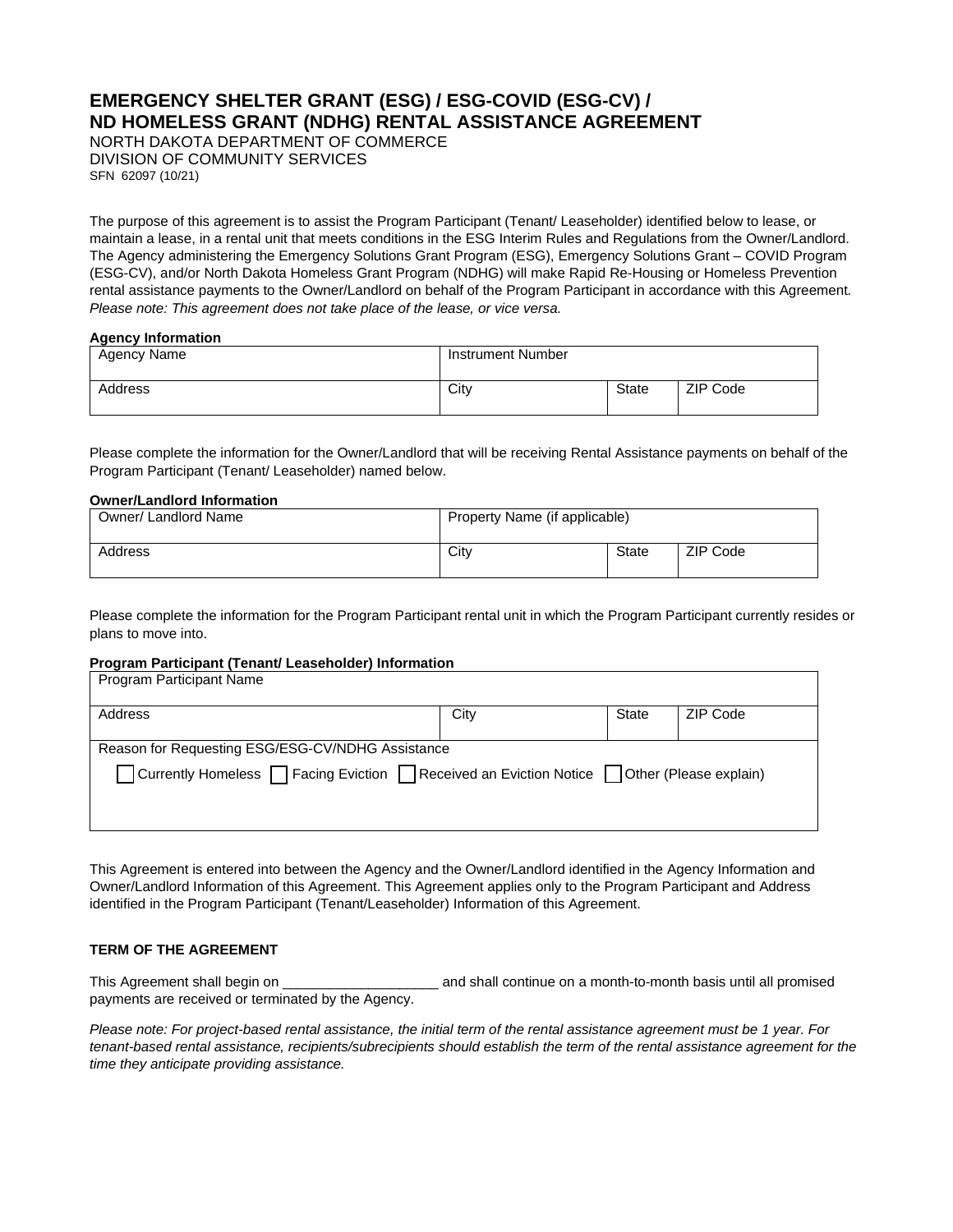# EMERGENCY SHELTER GRANT (ESG) / ESG-COVID (ESG-CV) / ND HOMELESS GRANT (NDHG) RENTAL ASSISTANCE AGREEMENT

NORTH DAKOTA DEPARTMENT OF COMMERCE
DIVISION OF COMMUNITY SERVICES
SFN 62097 (10/21)

The purpose of this agreement is to assist the Program Participant (Tenant/ Leaseholder) identified below to lease, or maintain a lease, in a rental unit that meets conditions in the ESG Interim Rules and Regulations from the Owner/Landlord. The Agency administering the Emergency Solutions Grant Program (ESG), Emergency Solutions Grant – COVID Program (ESG-CV), and/or North Dakota Homeless Grant Program (NDHG) will make Rapid Re-Housing or Homeless Prevention rental assistance payments to the Owner/Landlord on behalf of the Program Participant in accordance with this Agreement. *Please note: This agreement does not take place of the lease, or vice versa.*

**Agency Information**

| Agency Name | Instrument Number | | |
|---|---|---|---|
| Address | City | State | ZIP Code |

Please complete the information for the Owner/Landlord that will be receiving Rental Assistance payments on behalf of the Program Participant (Tenant/ Leaseholder) named below.

**Owner/Landlord Information**

| Owner/ Landlord Name | Property Name (if applicable) | | |
|---|---|---|---|
| Address | City | State | ZIP Code |

Please complete the information for the Program Participant rental unit in which the Program Participant currently resides or plans to move into.

**Program Participant (Tenant/ Leaseholder) Information**

| Program Participant Name | | | |
|---|---|---|---|
| Address | City | State | ZIP Code |
| Reason for Requesting ESG/ESG-CV/NDHG Assistance<br>☐ Currently Homeless ☐ Facing Eviction ☐ Received an Eviction Notice ☐ Other (Please explain) | | | |

This Agreement is entered into between the Agency and the Owner/Landlord identified in the Agency Information and Owner/Landlord Information of this Agreement. This Agreement applies only to the Program Participant and Address identified in the Program Participant (Tenant/Leaseholder) Information of this Agreement.

**TERM OF THE AGREEMENT**

This Agreement shall begin on ___________________ and shall continue on a month-to-month basis until all promised payments are received or terminated by the Agency.

*Please note: For project-based rental assistance, the initial term of the rental assistance agreement must be 1 year. For tenant-based rental assistance, recipients/subrecipients should establish the term of the rental assistance agreement for the time they anticipate providing assistance.*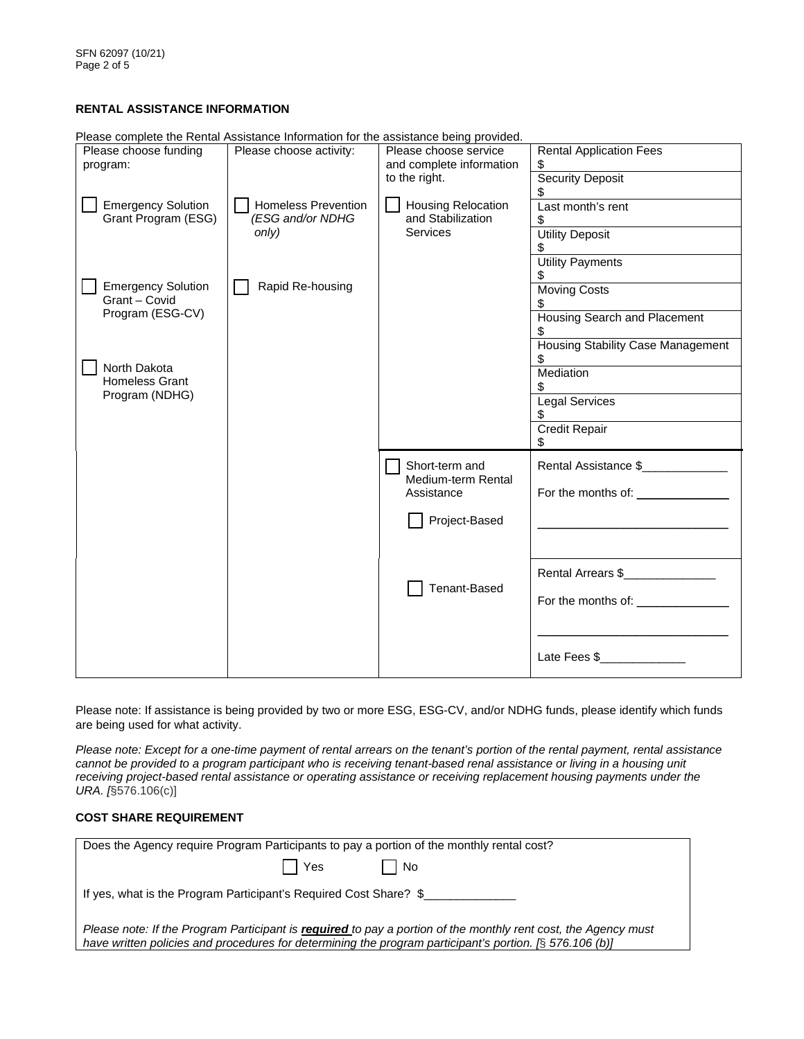## RENTAL ASSISTANCE INFORMATION

Please complete the Rental Assistance Information for the assistance being provided.

| Please choose funding program: | Please choose activity: | Please choose service and complete information to the right. | |
|---|---|---|---|
| ☐ Emergency Solution Grant Program (ESG) | ☐ Homeless Prevention *(ESG and/or NDHG only)* | ☐ Housing Relocation and Stabilization Services | Rental Application Fees $ |
| ☐ Emergency Solution Grant – Covid Program (ESG-CV) | ☐ Rapid Re-housing | | Security Deposit $ |
| ☐ North Dakota Homeless Grant Program (NDHG) | | | Last month's rent $ |
| | | | Utility Deposit $ |
| | | | Utility Payments $ |
| | | | Moving Costs $ |
| | | | Housing Search and Placement $ |
| | | | Housing Stability Case Management $ |
| | | | Mediation $ |
| | | | Legal Services $ |
| | | | Credit Repair $ |
| | | ☐ Short-term and Medium-term Rental Assistance<br>☐ Project-Based | Rental Assistance $____________<br>For the months of: ____________<br>____________ |
| | | ☐ Tenant-Based | Rental Arrears $____________<br>For the months of: ____________<br>____________<br>Late Fees $____________ |

Please note: If assistance is being provided by two or more ESG, ESG-CV, and/or NDHG funds, please identify which funds are being used for what activity.

*Please note: Except for a one-time payment of rental arrears on the tenant's portion of the rental payment, rental assistance cannot be provided to a program participant who is receiving tenant-based renal assistance or living in a housing unit receiving project-based rental assistance or operating assistance or receiving replacement housing payments under the URA. [*§576.106(c)]

## COST SHARE REQUIREMENT

Does the Agency require Program Participants to pay a portion of the monthly rental cost?

☐ Yes ☐ No

If yes, what is the Program Participant's Required Cost Share? $____________

*Please note: If the Program Participant is **required** to pay a portion of the monthly rent cost, the Agency must have written policies and procedures for determining the program participant's portion. [§ 576.106 (b)]*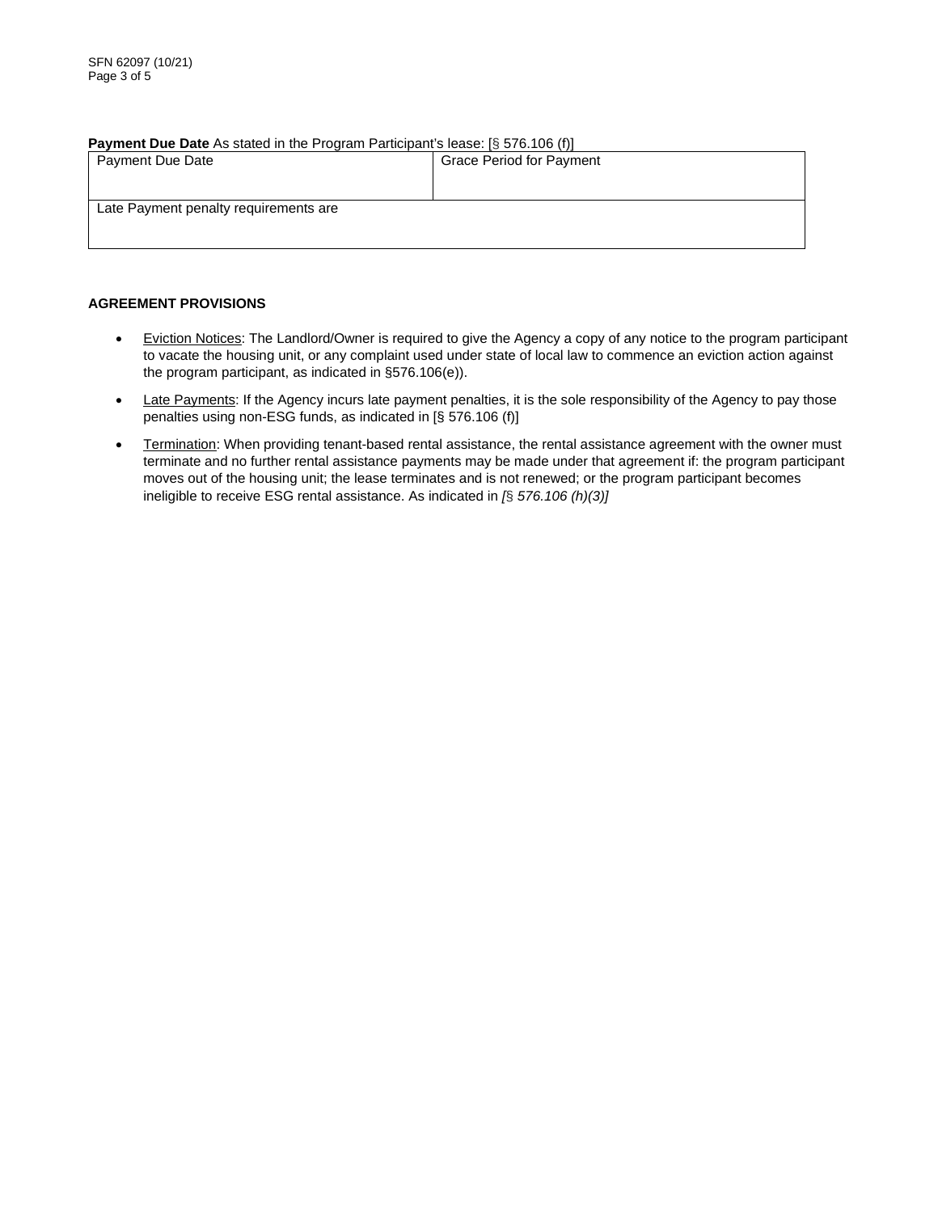**Payment Due Date** As stated in the Program Participant's lease: [§ 576.106 (f)]

| Payment Due Date | Grace Period for Payment |
| --- | --- |
| Late Payment penalty requirements are | |

**AGREEMENT PROVISIONS**

- Eviction Notices: The Landlord/Owner is required to give the Agency a copy of any notice to the program participant to vacate the housing unit, or any complaint used under state of local law to commence an eviction action against the program participant, as indicated in §576.106(e)).
- Late Payments: If the Agency incurs late payment penalties, it is the sole responsibility of the Agency to pay those penalties using non-ESG funds, as indicated in [§ 576.106 (f)]
- Termination: When providing tenant-based rental assistance, the rental assistance agreement with the owner must terminate and no further rental assistance payments may be made under that agreement if: the program participant moves out of the housing unit; the lease terminates and is not renewed; or the program participant becomes ineligible to receive ESG rental assistance. As indicated in *[§ 576.106 (h)(3)]*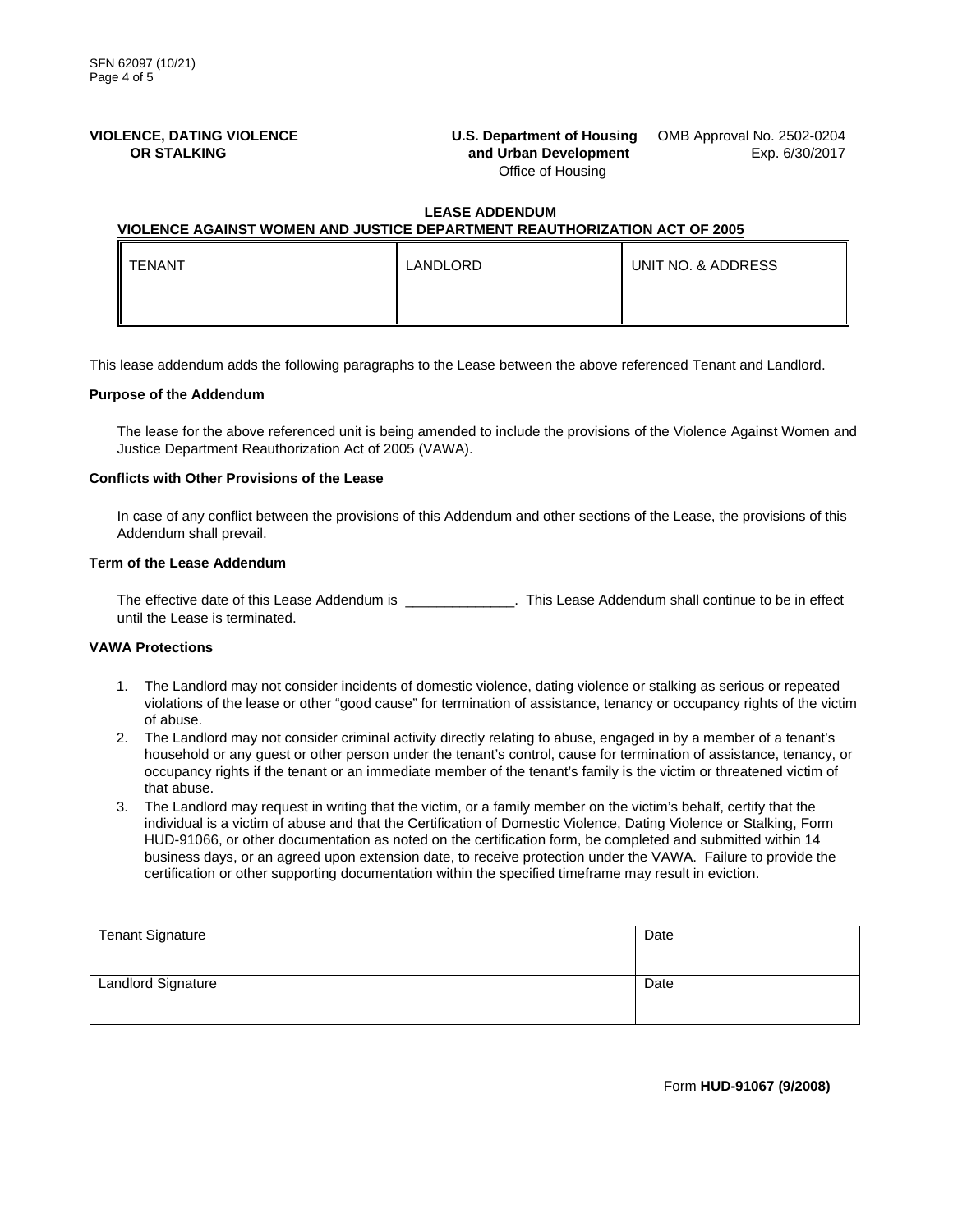**VIOLENCE, DATING VIOLENCE OR STALKING**

**U.S. Department of Housing and Urban Development**
Office of Housing

OMB Approval No. 2502-0204
Exp. 6/30/2017

## LEASE ADDENDUM

## VIOLENCE AGAINST WOMEN AND JUSTICE DEPARTMENT REAUTHORIZATION ACT OF 2005

| TENANT | LANDLORD | UNIT NO. & ADDRESS |
|---|---|---|
| | | |

This lease addendum adds the following paragraphs to the Lease between the above referenced Tenant and Landlord.

**Purpose of the Addendum**

The lease for the above referenced unit is being amended to include the provisions of the Violence Against Women and Justice Department Reauthorization Act of 2005 (VAWA).

**Conflicts with Other Provisions of the Lease**

In case of any conflict between the provisions of this Addendum and other sections of the Lease, the provisions of this Addendum shall prevail.

**Term of the Lease Addendum**

The effective date of this Lease Addendum is ______________. This Lease Addendum shall continue to be in effect until the Lease is terminated.

**VAWA Protections**

1. The Landlord may not consider incidents of domestic violence, dating violence or stalking as serious or repeated violations of the lease or other "good cause" for termination of assistance, tenancy or occupancy rights of the victim of abuse.
2. The Landlord may not consider criminal activity directly relating to abuse, engaged in by a member of a tenant's household or any guest or other person under the tenant's control, cause for termination of assistance, tenancy, or occupancy rights if the tenant or an immediate member of the tenant's family is the victim or threatened victim of that abuse.
3. The Landlord may request in writing that the victim, or a family member on the victim's behalf, certify that the individual is a victim of abuse and that the Certification of Domestic Violence, Dating Violence or Stalking, Form HUD-91066, or other documentation as noted on the certification form, be completed and submitted within 14 business days, or an agreed upon extension date, to receive protection under the VAWA. Failure to provide the certification or other supporting documentation within the specified timeframe may result in eviction.

| Tenant Signature | Date |
|---|---|
| Landlord Signature | Date |

Form **HUD-91067 (9/2008)**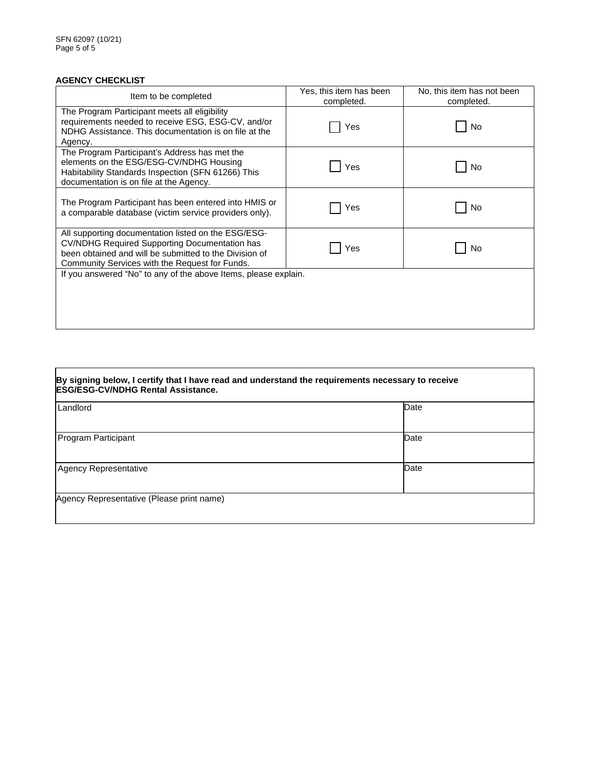**AGENCY CHECKLIST**

| Item to be completed | Yes, this item has been completed. | No, this item has not been completed. |
|---|---|---|
| The Program Participant meets all eligibility requirements needed to receive ESG, ESG-CV, and/or NDHG Assistance. This documentation is on file at the Agency. | ☐ Yes | ☐ No |
| The Program Participant's Address has met the elements on the ESG/ESG-CV/NDHG Housing Habitability Standards Inspection (SFN 61266) This documentation is on file at the Agency. | ☐ Yes | ☐ No |
| The Program Participant has been entered into HMIS or a comparable database (victim service providers only). | ☐ Yes | ☐ No |
| All supporting documentation listed on the ESG/ESG-CV/NDHG Required Supporting Documentation has been obtained and will be submitted to the Division of Community Services with the Request for Funds. | ☐ Yes | ☐ No |
| If you answered "No" to any of the above Items, please explain. | | |

**By signing below, I certify that I have read and understand the requirements necessary to receive ESG/ESG-CV/NDHG Rental Assistance.**

| | |
|---|---|
| Landlord | Date |
| Program Participant | Date |
| Agency Representative | Date |
| Agency Representative (Please print name) | |